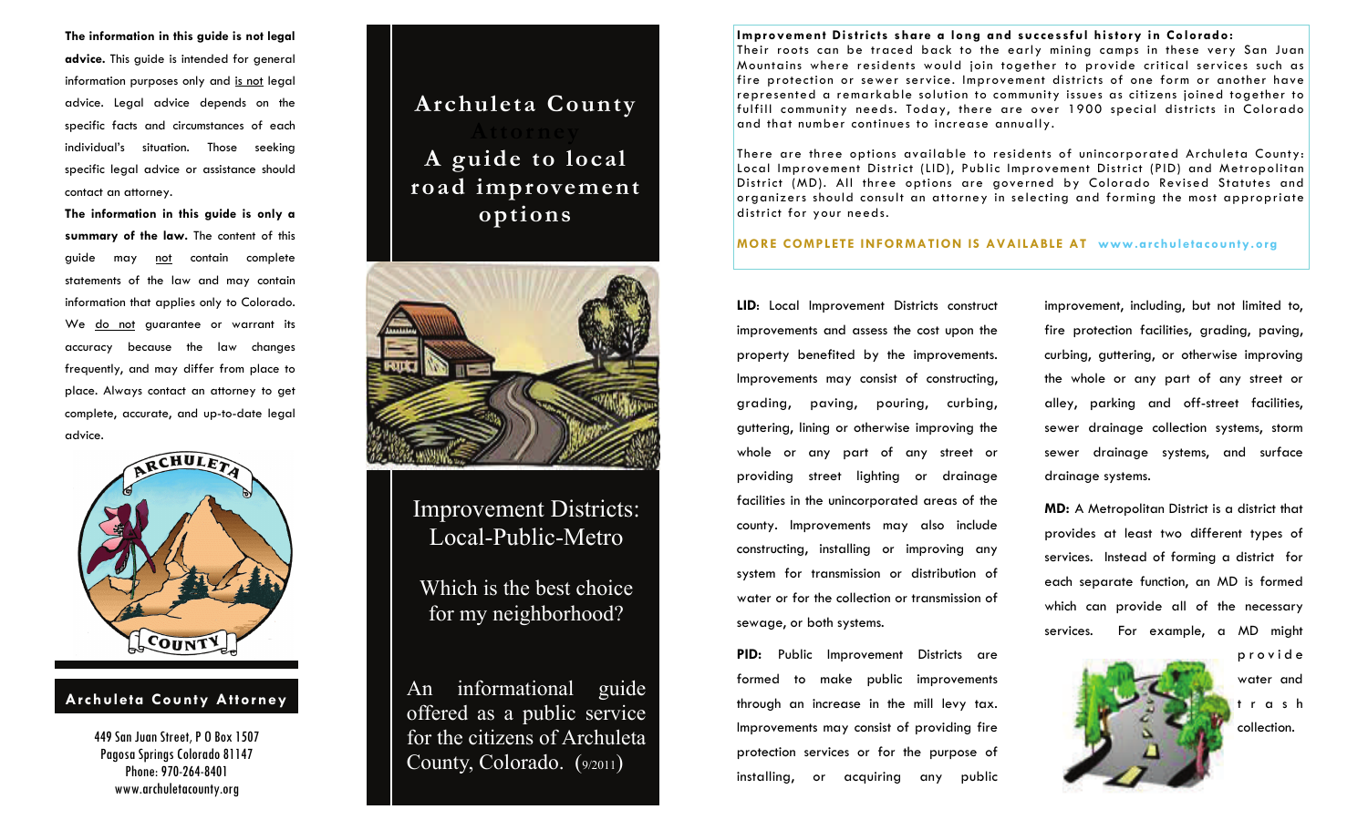**The information in this guide is not legal advice.** This guide is intended for general information purposes only and is not legal advice. Legal advice depends on the specific facts and circumstances of each individual's situation. Those seeking specific legal advice or assistance should contact an attorney.

**The information in this guide is only a summary of the law.** The content of this guide may not contain complete statements of the law and may contain information that applies only to Colorado. We do not guarantee or warrant its accuracy because the law changes frequently, and may differ from place to place. Always contact an attorney to get complete, accurate, and up-to-date legal advice.

**Archuleta County Attorney**

449 San Juan Street, P O Box 1507
Pagosa Springs Colorado 81147
Phone: 970-264-8401
www.archuletacounty.org

# Archuleta County Attorney
# A guide to local road improvement options

## Improvement Districts: Local-Public-Metro

Which is the best choice for my neighborhood?

An informational guide offered as a public service for the citizens of Archuleta County, Colorado. (9/2011)

**Improvement Districts share a long and successful history in Colorado:**
Their roots can be traced back to the early mining camps in these very San Juan Mountains where residents would join together to provide critical services such as fire protection or sewer service. Improvement districts of one form or another have represented a remarkable solution to community issues as citizens joined together to fulfill community needs. Today, there are over 1900 special districts in Colorado and that number continues to increase annually.

There are three options available to residents of unincorporated Archuleta County: Local Improvement District (LID), Public Improvement District (PID) and Metropolitan District (MD). All three options are governed by Colorado Revised Statutes and organizers should consult an attorney in selecting and forming the most appropriate district for your needs.

**MORE COMPLETE INFORMATION IS AVAILABLE AT www.archuletacounty.org**

**LID:** Local Improvement Districts construct improvements and assess the cost upon the property benefited by the improvements. Improvements may consist of constructing, grading, paving, pouring, curbing, guttering, lining or otherwise improving the whole or any part of any street or providing street lighting or drainage facilities in the unincorporated areas of the county. Improvements may also include constructing, installing or improving any system for transmission or distribution of water or for the collection or transmission of sewage, or both systems.

**PID:** Public Improvement Districts are formed to make public improvements through an increase in the mill levy tax. Improvements may consist of providing fire protection services or for the purpose of installing, or acquiring any public improvement, including, but not limited to, fire protection facilities, grading, paving, curbing, guttering, or otherwise improving the whole or any part of any street or alley, parking and off-street facilities, sewer drainage collection systems, storm sewer drainage systems, and surface drainage systems.

**MD:** A Metropolitan District is a district that provides at least two different types of services. Instead of forming a district for each separate function, an MD is formed which can provide all of the necessary services. For example, a MD might provide water and trash collection.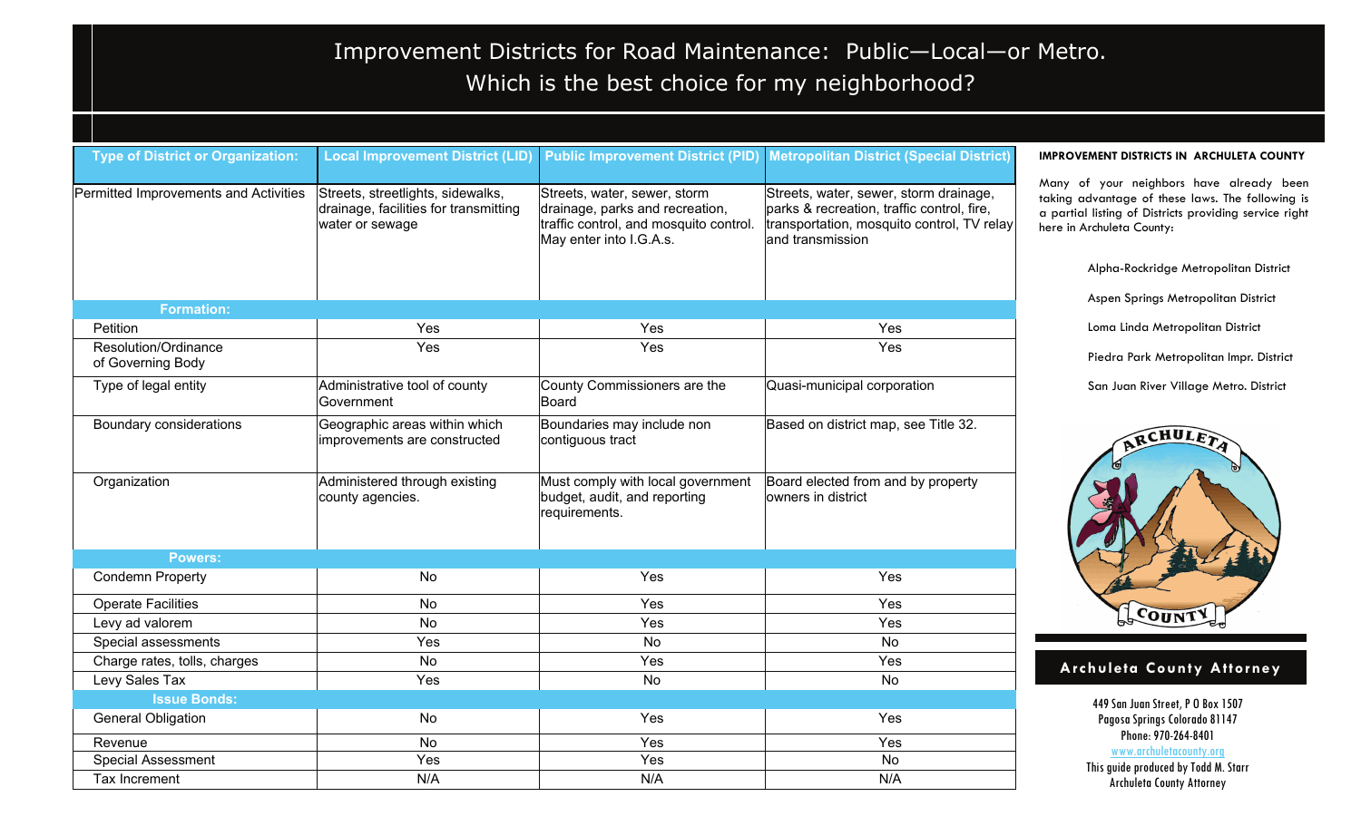# Improvement Districts for Road Maintenance: Public—Local—or Metro.
## Which is the best choice for my neighborhood?

| Type of District or Organization: | Local Improvement District (LID) | Public Improvement District (PID) | Metropolitan District (Special District) |
|---|---|---|---|
| Permitted Improvements and Activities | Streets, streetlights, sidewalks, drainage, facilities for transmitting water or sewage | Streets, water, sewer, storm drainage, parks and recreation, traffic control, and mosquito control. May enter into I.G.A.s. | Streets, water, sewer, storm drainage, parks & recreation, traffic control, fire, transportation, mosquito control, TV relay and transmission |
| **Formation:** | | | |
| Petition | Yes | Yes | Yes |
| Resolution/Ordinance of Governing Body | Yes | Yes | Yes |
| Type of legal entity | Administrative tool of county Government | County Commissioners are the Board | Quasi-municipal corporation |
| Boundary considerations | Geographic areas within which improvements are constructed | Boundaries may include non contiguous tract | Based on district map, see Title 32. |
| Organization | Administered through existing county agencies. | Must comply with local government budget, audit, and reporting requirements. | Board elected from and by property owners in district |
| **Powers:** | | | |
| Condemn Property | No | Yes | Yes |
| Operate Facilities | No | Yes | Yes |
| Levy ad valorem | No | Yes | Yes |
| Special assessments | Yes | No | No |
| Charge rates, tolls, charges | No | Yes | Yes |
| Levy Sales Tax | Yes | No | No |
| **Issue Bonds:** | | | |
| General Obligation | No | Yes | Yes |
| Revenue | No | Yes | Yes |
| Special Assessment | Yes | Yes | No |
| Tax Increment | N/A | N/A | N/A |

**IMPROVEMENT DISTRICTS IN ARCHULETA COUNTY**

Many of your neighbors have already been taking advantage of these laws. The following is a partial listing of Districts providing service right here in Archuleta County:

- Alpha-Rockridge Metropolitan District
- Aspen Springs Metropolitan District
- Loma Linda Metropolitan District
- Piedra Park Metropolitan Impr. District
- San Juan River Village Metro. District

**Archuleta County Attorney**

449 San Juan Street, P O Box 1507
Pagosa Springs Colorado 81147
Phone: 970-264-8401
www.archuletacounty.org
This guide produced by Todd M. Starr
Archuleta County Attorney